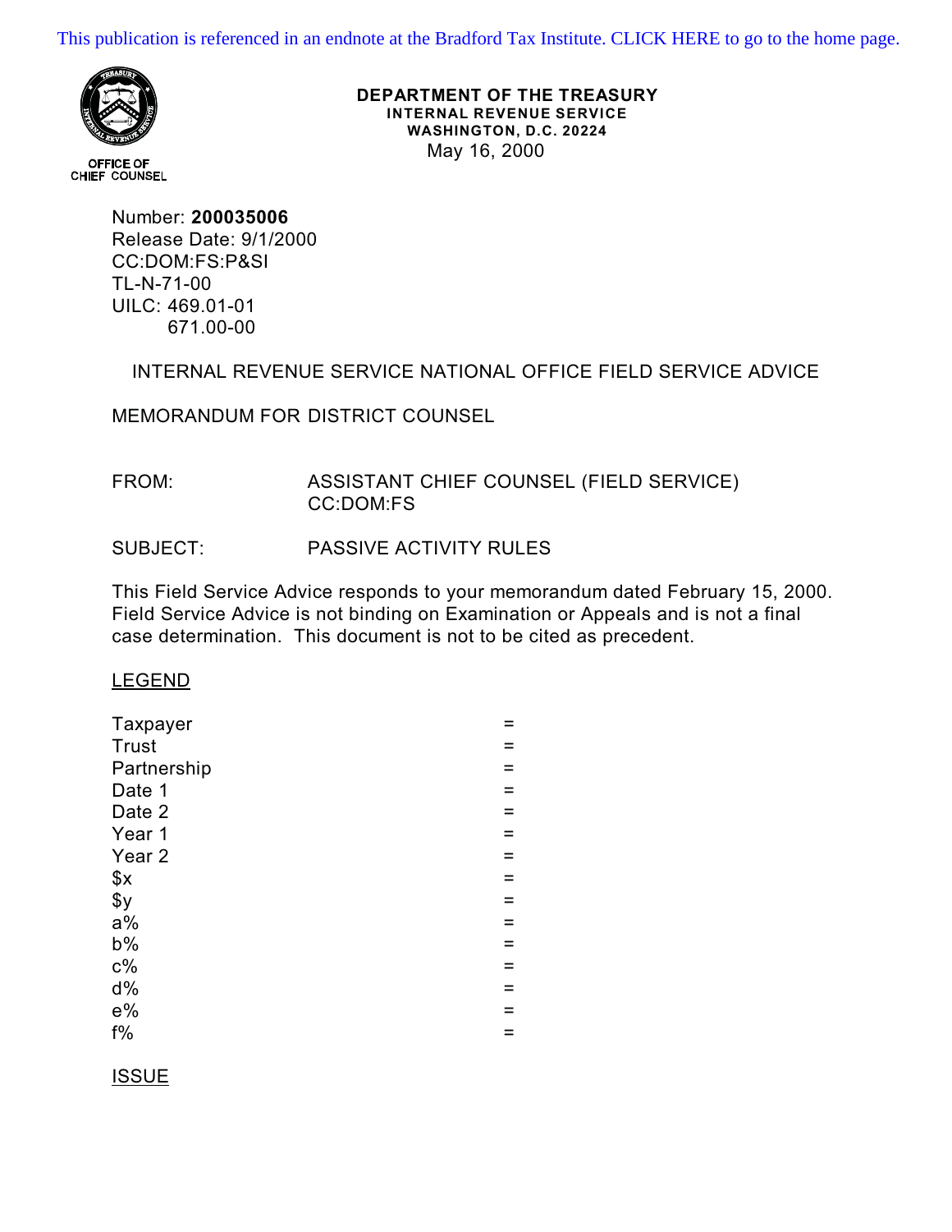This publication is referenced in an endnote at the Bradford Tax Institute. CLICK HERE to go to the home page.

OFFICE OF
CHIEF COUNSEL

**DEPARTMENT OF THE TREASURY**
**INTERNAL REVENUE SERVICE**
**WASHINGTON, D.C. 20224**
May 16, 2000

Number: **200035006**
Release Date: 9/1/2000
CC:DOM:FS:P&SI
TL-N-71-00
UILC: 469.01-01
671.00-00

INTERNAL REVENUE SERVICE NATIONAL OFFICE FIELD SERVICE ADVICE

MEMORANDUM FOR DISTRICT COUNSEL

FROM: ASSISTANT CHIEF COUNSEL (FIELD SERVICE)
CC:DOM:FS

SUBJECT: PASSIVE ACTIVITY RULES

This Field Service Advice responds to your memorandum dated February 15, 2000. Field Service Advice is not binding on Examination or Appeals and is not a final case determination. This document is not to be cited as precedent.

LEGEND

Taxpayer =
Trust =
Partnership =
Date 1 =
Date 2 =
Year 1 =
Year 2 =
$x =
$y =
a% =
b% =
c% =
d% =
e% =
f% =

ISSUE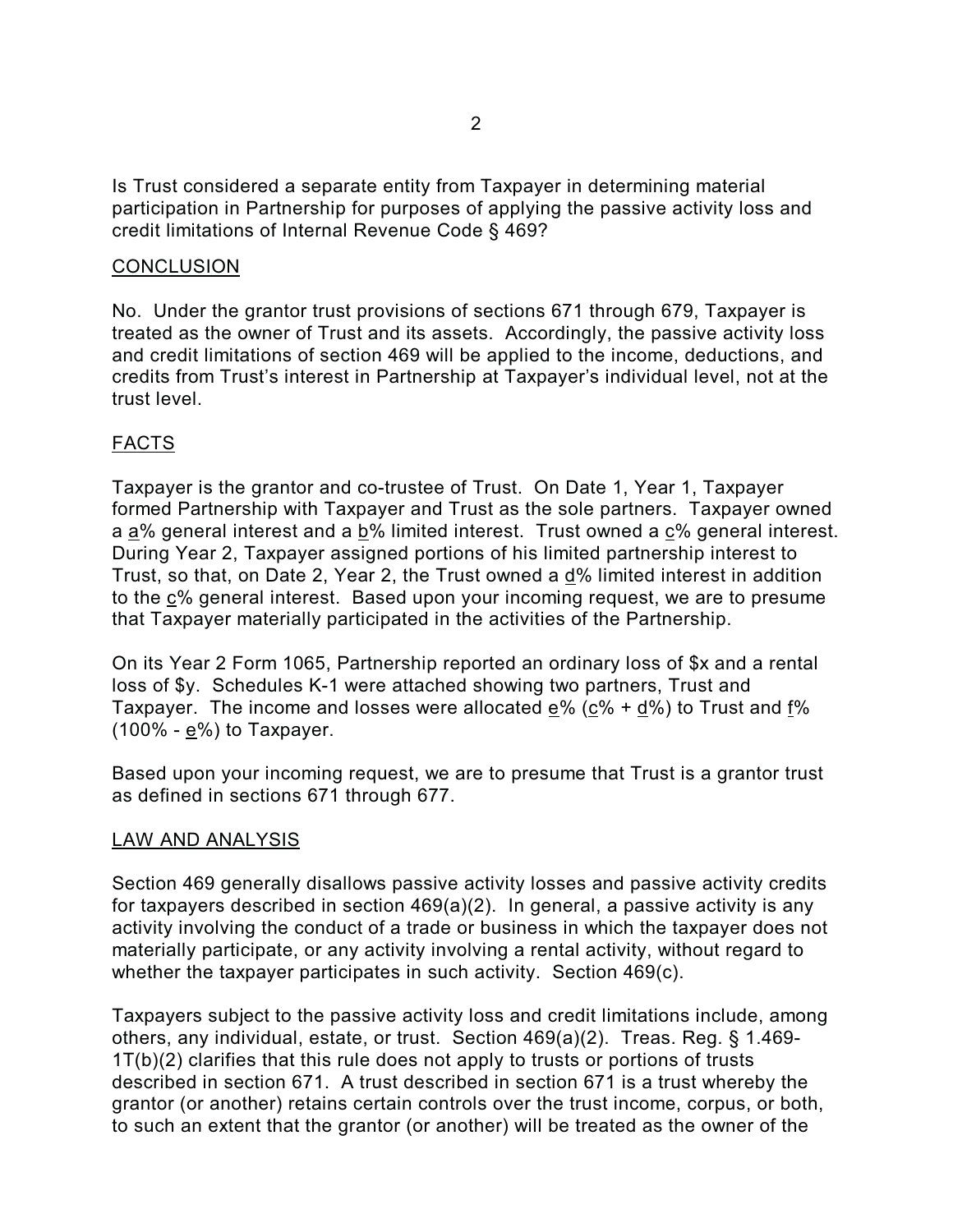Is Trust considered a separate entity from Taxpayer in determining material participation in Partnership for purposes of applying the passive activity loss and credit limitations of Internal Revenue Code § 469?

## CONCLUSION

No. Under the grantor trust provisions of sections 671 through 679, Taxpayer is treated as the owner of Trust and its assets. Accordingly, the passive activity loss and credit limitations of section 469 will be applied to the income, deductions, and credits from Trust's interest in Partnership at Taxpayer's individual level, not at the trust level.

## FACTS

Taxpayer is the grantor and co-trustee of Trust. On Date 1, Year 1, Taxpayer formed Partnership with Taxpayer and Trust as the sole partners. Taxpayer owned a a% general interest and a b% limited interest. Trust owned a c% general interest. During Year 2, Taxpayer assigned portions of his limited partnership interest to Trust, so that, on Date 2, Year 2, the Trust owned a d% limited interest in addition to the c% general interest. Based upon your incoming request, we are to presume that Taxpayer materially participated in the activities of the Partnership.

On its Year 2 Form 1065, Partnership reported an ordinary loss of $x and a rental loss of $y. Schedules K-1 were attached showing two partners, Trust and Taxpayer. The income and losses were allocated e% (c% + d%) to Trust and f% (100% - e%) to Taxpayer.

Based upon your incoming request, we are to presume that Trust is a grantor trust as defined in sections 671 through 677.

## LAW AND ANALYSIS

Section 469 generally disallows passive activity losses and passive activity credits for taxpayers described in section 469(a)(2). In general, a passive activity is any activity involving the conduct of a trade or business in which the taxpayer does not materially participate, or any activity involving a rental activity, without regard to whether the taxpayer participates in such activity. Section 469(c).

Taxpayers subject to the passive activity loss and credit limitations include, among others, any individual, estate, or trust. Section 469(a)(2). Treas. Reg. § 1.469-1T(b)(2) clarifies that this rule does not apply to trusts or portions of trusts described in section 671. A trust described in section 671 is a trust whereby the grantor (or another) retains certain controls over the trust income, corpus, or both, to such an extent that the grantor (or another) will be treated as the owner of the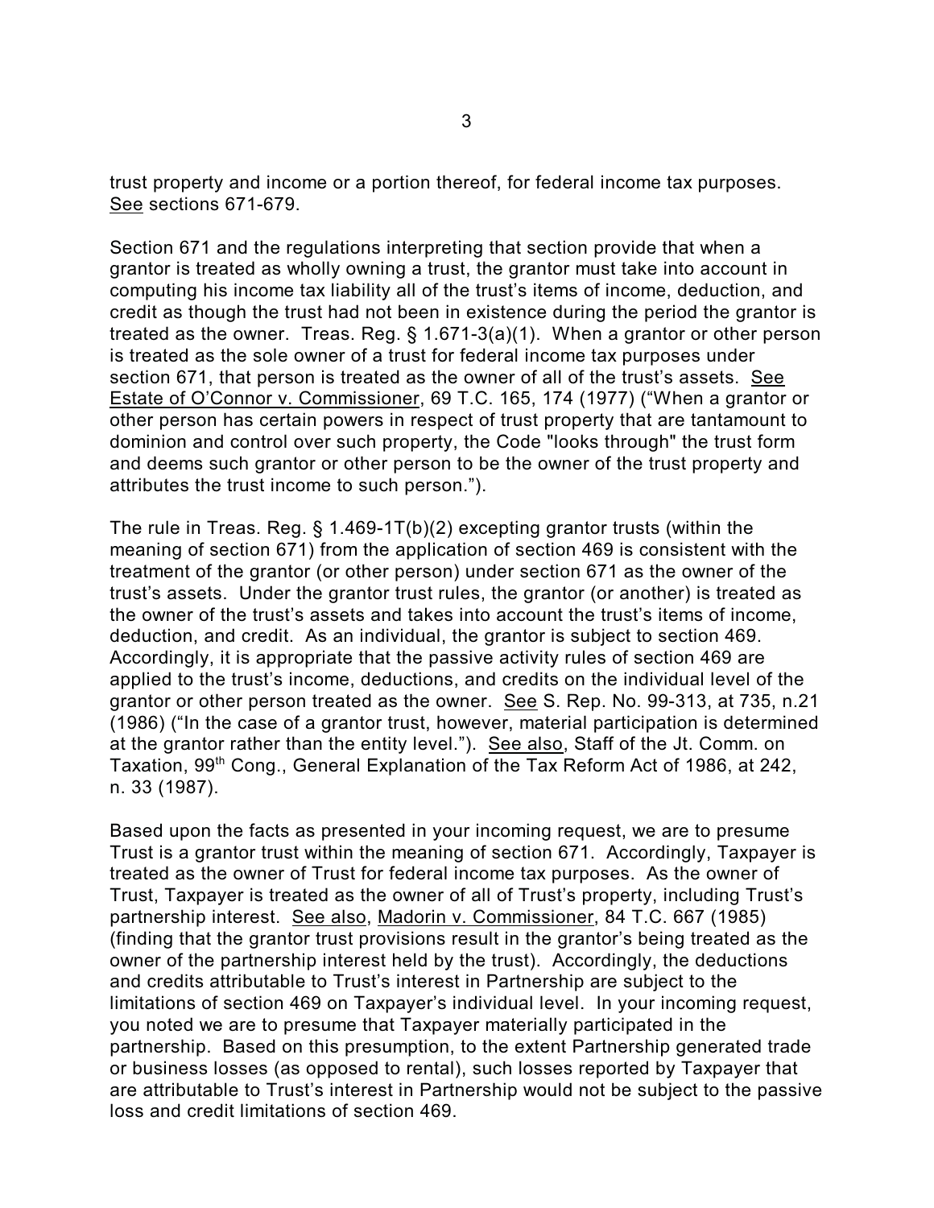trust property and income or a portion thereof, for federal income tax purposes. See sections 671-679.

Section 671 and the regulations interpreting that section provide that when a grantor is treated as wholly owning a trust, the grantor must take into account in computing his income tax liability all of the trust's items of income, deduction, and credit as though the trust had not been in existence during the period the grantor is treated as the owner. Treas. Reg. § 1.671-3(a)(1). When a grantor or other person is treated as the sole owner of a trust for federal income tax purposes under section 671, that person is treated as the owner of all of the trust's assets. See Estate of O'Connor v. Commissioner, 69 T.C. 165, 174 (1977) ("When a grantor or other person has certain powers in respect of trust property that are tantamount to dominion and control over such property, the Code "looks through" the trust form and deems such grantor or other person to be the owner of the trust property and attributes the trust income to such person.").

The rule in Treas. Reg. § 1.469-1T(b)(2) excepting grantor trusts (within the meaning of section 671) from the application of section 469 is consistent with the treatment of the grantor (or other person) under section 671 as the owner of the trust's assets. Under the grantor trust rules, the grantor (or another) is treated as the owner of the trust's assets and takes into account the trust's items of income, deduction, and credit. As an individual, the grantor is subject to section 469. Accordingly, it is appropriate that the passive activity rules of section 469 are applied to the trust's income, deductions, and credits on the individual level of the grantor or other person treated as the owner. See S. Rep. No. 99-313, at 735, n.21 (1986) ("In the case of a grantor trust, however, material participation is determined at the grantor rather than the entity level."). See also, Staff of the Jt. Comm. on Taxation, 99th Cong., General Explanation of the Tax Reform Act of 1986, at 242, n. 33 (1987).

Based upon the facts as presented in your incoming request, we are to presume Trust is a grantor trust within the meaning of section 671. Accordingly, Taxpayer is treated as the owner of Trust for federal income tax purposes. As the owner of Trust, Taxpayer is treated as the owner of all of Trust's property, including Trust's partnership interest. See also, Madorin v. Commissioner, 84 T.C. 667 (1985) (finding that the grantor trust provisions result in the grantor's being treated as the owner of the partnership interest held by the trust). Accordingly, the deductions and credits attributable to Trust's interest in Partnership are subject to the limitations of section 469 on Taxpayer's individual level. In your incoming request, you noted we are to presume that Taxpayer materially participated in the partnership. Based on this presumption, to the extent Partnership generated trade or business losses (as opposed to rental), such losses reported by Taxpayer that are attributable to Trust's interest in Partnership would not be subject to the passive loss and credit limitations of section 469.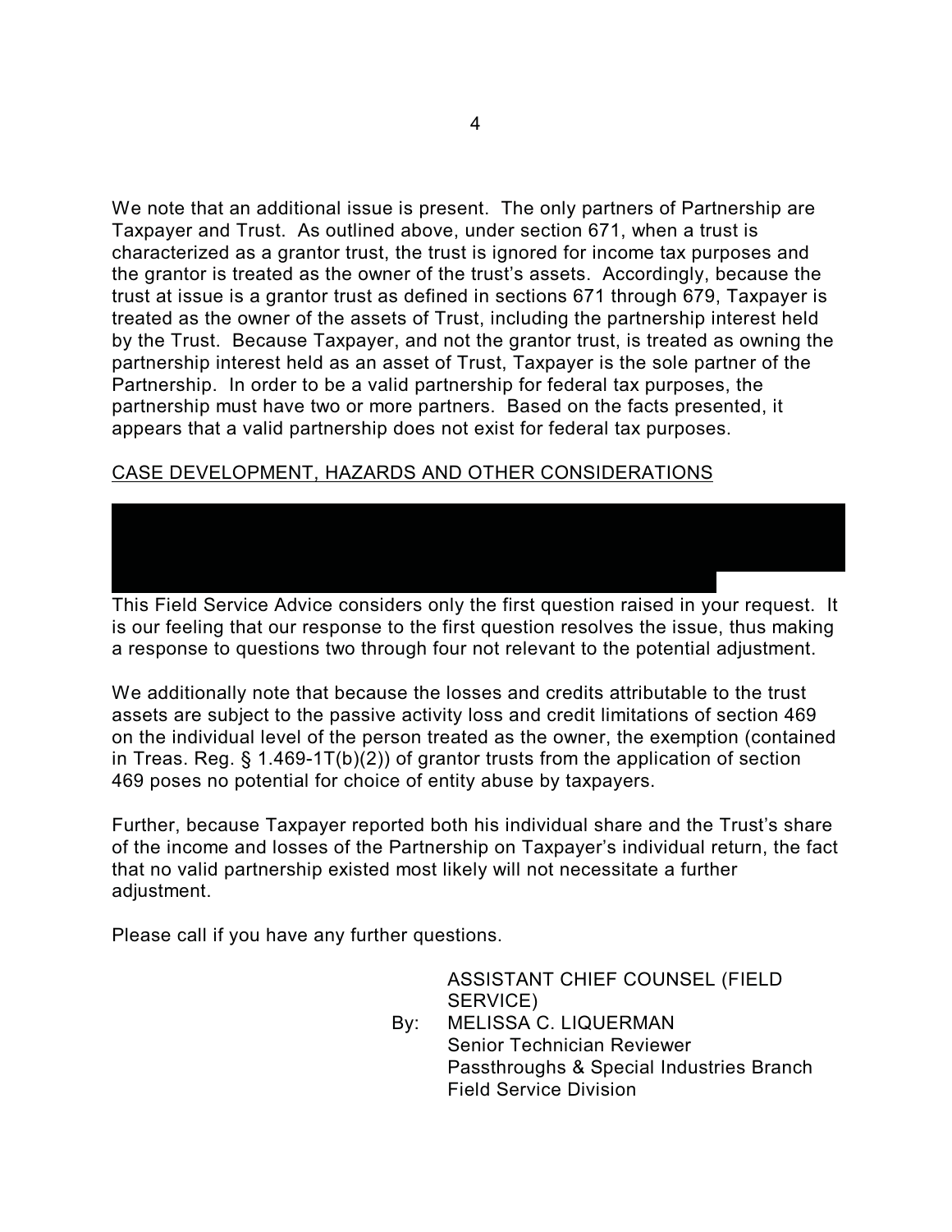We note that an additional issue is present. The only partners of Partnership are Taxpayer and Trust. As outlined above, under section 671, when a trust is characterized as a grantor trust, the trust is ignored for income tax purposes and the grantor is treated as the owner of the trust's assets. Accordingly, because the trust at issue is a grantor trust as defined in sections 671 through 679, Taxpayer is treated as the owner of the assets of Trust, including the partnership interest held by the Trust. Because Taxpayer, and not the grantor trust, is treated as owning the partnership interest held as an asset of Trust, Taxpayer is the sole partner of the Partnership. In order to be a valid partnership for federal tax purposes, the partnership must have two or more partners. Based on the facts presented, it appears that a valid partnership does not exist for federal tax purposes.

## CASE DEVELOPMENT, HAZARDS AND OTHER CONSIDERATIONS

This Field Service Advice considers only the first question raised in your request. It is our feeling that our response to the first question resolves the issue, thus making a response to questions two through four not relevant to the potential adjustment.

We additionally note that because the losses and credits attributable to the trust assets are subject to the passive activity loss and credit limitations of section 469 on the individual level of the person treated as the owner, the exemption (contained in Treas. Reg. § 1.469-1T(b)(2)) of grantor trusts from the application of section 469 poses no potential for choice of entity abuse by taxpayers.

Further, because Taxpayer reported both his individual share and the Trust's share of the income and losses of the Partnership on Taxpayer's individual return, the fact that no valid partnership existed most likely will not necessitate a further adjustment.

Please call if you have any further questions.

ASSISTANT CHIEF COUNSEL (FIELD SERVICE)

By: MELISSA C. LIQUERMAN
Senior Technician Reviewer
Passthroughs & Special Industries Branch
Field Service Division